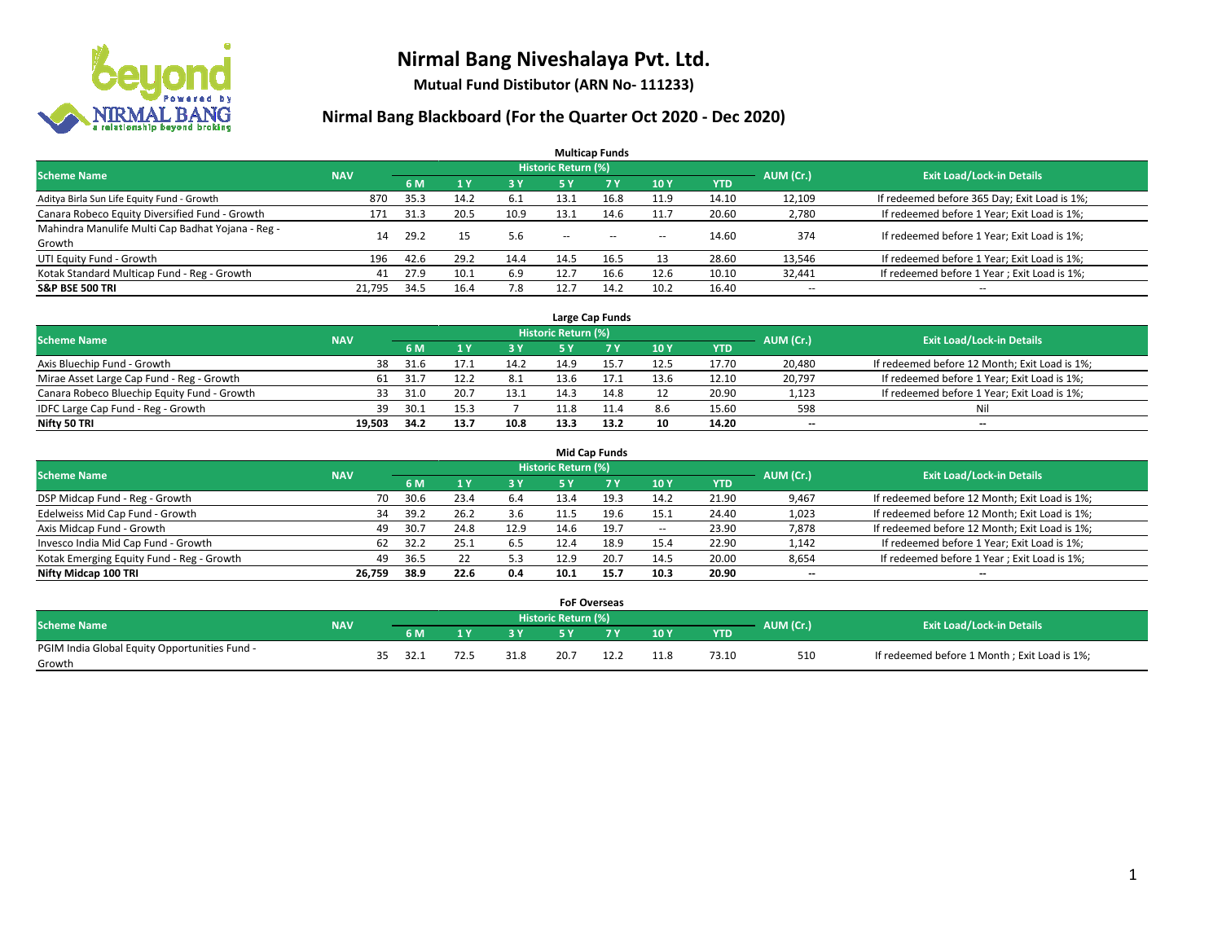# Nirmal Bang Niveshalaya Pvt. Ltd.

**Mutual Fund Distibutor (ARN No- 111233)**

## Nirmal Bang Blackboard (For the Quarter Oct 2020 - Dec 2020)

### Multicap Funds

| Scheme Name | NAV | Historic Return (%) | | | | | | | AUM (Cr.) | Exit Load/Lock-in Details |
|---|---|---|---|---|---|---|---|---|---|---|
| | | 6 M | 1 Y | 3 Y | 5 Y | 7 Y | 10 Y | YTD | | |
| Aditya Birla Sun Life Equity Fund - Growth | 870 | 35.3 | 14.2 | 6.1 | 13.1 | 16.8 | 11.9 | 14.10 | 12,109 | If redeemed before 365 Day; Exit Load is 1%; |
| Canara Robeco Equity Diversified Fund - Growth | 171 | 31.3 | 20.5 | 10.9 | 13.1 | 14.6 | 11.7 | 20.60 | 2,780 | If redeemed before 1 Year; Exit Load is 1%; |
| Mahindra Manulife Multi Cap Badhat Yojana - Reg - Growth | 14 | 29.2 | 15 | 5.6 | -- | -- | -- | 14.60 | 374 | If redeemed before 1 Year; Exit Load is 1%; |
| UTI Equity Fund - Growth | 196 | 42.6 | 29.2 | 14.4 | 14.5 | 16.5 | 13 | 28.60 | 13,546 | If redeemed before 1 Year; Exit Load is 1%; |
| Kotak Standard Multicap Fund - Reg - Growth | 41 | 27.9 | 10.1 | 6.9 | 12.7 | 16.6 | 12.6 | 10.10 | 32,441 | If redeemed before 1 Year ; Exit Load is 1%; |
| **S&P BSE 500 TRI** | **21,795** | **34.5** | **16.4** | **7.8** | **12.7** | **14.2** | **10.2** | **16.40** | -- | -- |

### Large Cap Funds

| Scheme Name | NAV | Historic Return (%) | | | | | | | AUM (Cr.) | Exit Load/Lock-in Details |
|---|---|---|---|---|---|---|---|---|---|---|
| | | 6 M | 1 Y | 3 Y | 5 Y | 7 Y | 10 Y | YTD | | |
| Axis Bluechip Fund - Growth | 38 | 31.6 | 17.1 | 14.2 | 14.9 | 15.7 | 12.5 | 17.70 | 20,480 | If redeemed before 12 Month; Exit Load is 1%; |
| Mirae Asset Large Cap Fund - Reg - Growth | 61 | 31.7 | 12.2 | 8.1 | 13.6 | 17.1 | 13.6 | 12.10 | 20,797 | If redeemed before 1 Year; Exit Load is 1%; |
| Canara Robeco Bluechip Equity Fund - Growth | 33 | 31.0 | 20.7 | 13.1 | 14.3 | 14.8 | 12 | 20.90 | 1,123 | If redeemed before 1 Year; Exit Load is 1%; |
| IDFC Large Cap Fund - Reg - Growth | 39 | 30.1 | 15.3 | 7 | 11.8 | 11.4 | 8.6 | 15.60 | 598 | Nil |
| **Nifty 50 TRI** | **19,503** | **34.2** | **13.7** | **10.8** | **13.3** | **13.2** | **10** | **14.20** | -- | -- |

### Mid Cap Funds

| Scheme Name | NAV | Historic Return (%) | | | | | | | AUM (Cr.) | Exit Load/Lock-in Details |
|---|---|---|---|---|---|---|---|---|---|---|
| | | 6 M | 1 Y | 3 Y | 5 Y | 7 Y | 10 Y | YTD | | |
| DSP Midcap Fund - Reg - Growth | 70 | 30.6 | 23.4 | 6.4 | 13.4 | 19.3 | 14.2 | 21.90 | 9,467 | If redeemed before 12 Month; Exit Load is 1%; |
| Edelweiss Mid Cap Fund - Growth | 34 | 39.2 | 26.2 | 3.6 | 11.5 | 19.6 | 15.1 | 24.40 | 1,023 | If redeemed before 12 Month; Exit Load is 1%; |
| Axis Midcap Fund - Growth | 49 | 30.7 | 24.8 | 12.9 | 14.6 | 19.7 | -- | 23.90 | 7,878 | If redeemed before 12 Month; Exit Load is 1%; |
| Invesco India Mid Cap Fund - Growth | 62 | 32.2 | 25.1 | 6.5 | 12.4 | 18.9 | 15.4 | 22.90 | 1,142 | If redeemed before 1 Year; Exit Load is 1%; |
| Kotak Emerging Equity Fund - Reg - Growth | 49 | 36.5 | 22 | 5.3 | 12.9 | 20.7 | 14.5 | 20.00 | 8,654 | If redeemed before 1 Year ; Exit Load is 1%; |
| **Nifty Midcap 100 TRI** | **26,759** | **38.9** | **22.6** | **0.4** | **10.1** | **15.7** | **10.3** | **20.90** | -- | -- |

### FoF Overseas

| Scheme Name | NAV | Historic Return (%) | | | | | | | AUM (Cr.) | Exit Load/Lock-in Details |
|---|---|---|---|---|---|---|---|---|---|---|
| | | 6 M | 1 Y | 3 Y | 5 Y | 7 Y | 10 Y | YTD | | |
| PGIM India Global Equity Opportunities Fund - Growth | 35 | 32.1 | 72.5 | 31.8 | 20.7 | 12.2 | 11.8 | 73.10 | 510 | If redeemed before 1 Month ; Exit Load is 1%; |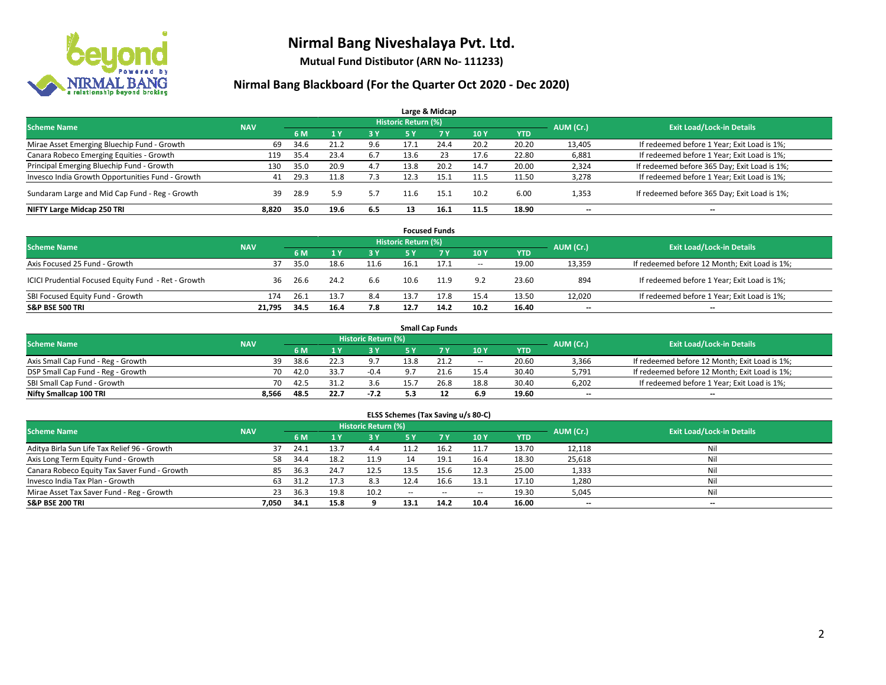# Nirmal Bang Niveshalaya Pvt. Ltd.

**Mutual Fund Distibutor (ARN No- 111233)**

## Nirmal Bang Blackboard (For the Quarter Oct 2020 - Dec 2020)

### Large & Midcap

| Scheme Name | NAV | Historic Return (%) | | | | | | | AUM (Cr.) | Exit Load/Lock-in Details |
|---|---|---|---|---|---|---|---|---|---|---|
| | | 6 M | 1 Y | 3 Y | 5 Y | 7 Y | 10 Y | YTD | | |
| Mirae Asset Emerging Bluechip Fund - Growth | 69 | 34.6 | 21.2 | 9.6 | 17.1 | 24.4 | 20.2 | 20.20 | 13,405 | If redeemed before 1 Year; Exit Load is 1%; |
| Canara Robeco Emerging Equities - Growth | 119 | 35.4 | 23.4 | 6.7 | 13.6 | 23 | 17.6 | 22.80 | 6,881 | If redeemed before 1 Year; Exit Load is 1%; |
| Principal Emerging Bluechip Fund - Growth | 130 | 35.0 | 20.9 | 4.7 | 13.8 | 20.2 | 14.7 | 20.00 | 2,324 | If redeemed before 365 Day; Exit Load is 1%; |
| Invesco India Growth Opportunities Fund - Growth | 41 | 29.3 | 11.8 | 7.3 | 12.3 | 15.1 | 11.5 | 11.50 | 3,278 | If redeemed before 1 Year; Exit Load is 1%; |
| Sundaram Large and Mid Cap Fund - Reg - Growth | 39 | 28.9 | 5.9 | 5.7 | 11.6 | 15.1 | 10.2 | 6.00 | 1,353 | If redeemed before 365 Day; Exit Load is 1%; |
| **NIFTY Large Midcap 250 TRI** | **8,820** | **35.0** | **19.6** | **6.5** | **13** | **16.1** | **11.5** | **18.90** | **--** | **--** |

### Focused Funds

| Scheme Name | NAV | Historic Return (%) | | | | | | | AUM (Cr.) | Exit Load/Lock-in Details |
|---|---|---|---|---|---|---|---|---|---|---|
| | | 6 M | 1 Y | 3 Y | 5 Y | 7 Y | 10 Y | YTD | | |
| Axis Focused 25 Fund - Growth | 37 | 35.0 | 18.6 | 11.6 | 16.1 | 17.1 | -- | 19.00 | 13,359 | If redeemed before 12 Month; Exit Load is 1%; |
| ICICI Prudential Focused Equity Fund - Ret - Growth | 36 | 26.6 | 24.2 | 6.6 | 10.6 | 11.9 | 9.2 | 23.60 | 894 | If redeemed before 1 Year; Exit Load is 1%; |
| SBI Focused Equity Fund - Growth | 174 | 26.1 | 13.7 | 8.4 | 13.7 | 17.8 | 15.4 | 13.50 | 12,020 | If redeemed before 1 Year; Exit Load is 1%; |
| **S&P BSE 500 TRI** | **21,795** | **34.5** | **16.4** | **7.8** | **12.7** | **14.2** | **10.2** | **16.40** | **--** | **--** |

### Small Cap Funds

| Scheme Name | NAV | Historic Return (%) | | | | | | | AUM (Cr.) | Exit Load/Lock-in Details |
|---|---|---|---|---|---|---|---|---|---|---|
| | | 6 M | 1 Y | 3 Y | 5 Y | 7 Y | 10 Y | YTD | | |
| Axis Small Cap Fund - Reg - Growth | 39 | 38.6 | 22.3 | 9.7 | 13.8 | 21.2 | -- | 20.60 | 3,366 | If redeemed before 12 Month; Exit Load is 1%; |
| DSP Small Cap Fund - Reg - Growth | 70 | 42.0 | 33.7 | -0.4 | 9.7 | 21.6 | 15.4 | 30.40 | 5,791 | If redeemed before 12 Month; Exit Load is 1%; |
| SBI Small Cap Fund - Growth | 70 | 42.5 | 31.2 | 3.6 | 15.7 | 26.8 | 18.8 | 30.40 | 6,202 | If redeemed before 1 Year; Exit Load is 1%; |
| **Nifty Smallcap 100 TRI** | **8,566** | **48.5** | **22.7** | **-7.2** | **5.3** | **12** | **6.9** | **19.60** | **--** | **--** |

### ELSS Schemes (Tax Saving u/s 80-C)

| Scheme Name | NAV | Historic Return (%) | | | | | | | AUM (Cr.) | Exit Load/Lock-in Details |
|---|---|---|---|---|---|---|---|---|---|---|
| | | 6 M | 1 Y | 3 Y | 5 Y | 7 Y | 10 Y | YTD | | |
| Aditya Birla Sun Life Tax Relief 96 - Growth | 37 | 24.1 | 13.7 | 4.4 | 11.2 | 16.2 | 11.7 | 13.70 | 12,118 | Nil |
| Axis Long Term Equity Fund - Growth | 58 | 34.4 | 18.2 | 11.9 | 14 | 19.1 | 16.4 | 18.30 | 25,618 | Nil |
| Canara Robeco Equity Tax Saver Fund - Growth | 85 | 36.3 | 24.7 | 12.5 | 13.5 | 15.6 | 12.3 | 25.00 | 1,333 | Nil |
| Invesco India Tax Plan - Growth | 63 | 31.2 | 17.3 | 8.3 | 12.4 | 16.6 | 13.1 | 17.10 | 1,280 | Nil |
| Mirae Asset Tax Saver Fund - Reg - Growth | 23 | 36.3 | 19.8 | 10.2 | -- | -- | -- | 19.30 | 5,045 | Nil |
| **S&P BSE 200 TRI** | **7,050** | **34.1** | **15.8** | **9** | **13.1** | **14.2** | **10.4** | **16.00** | **--** | **--** |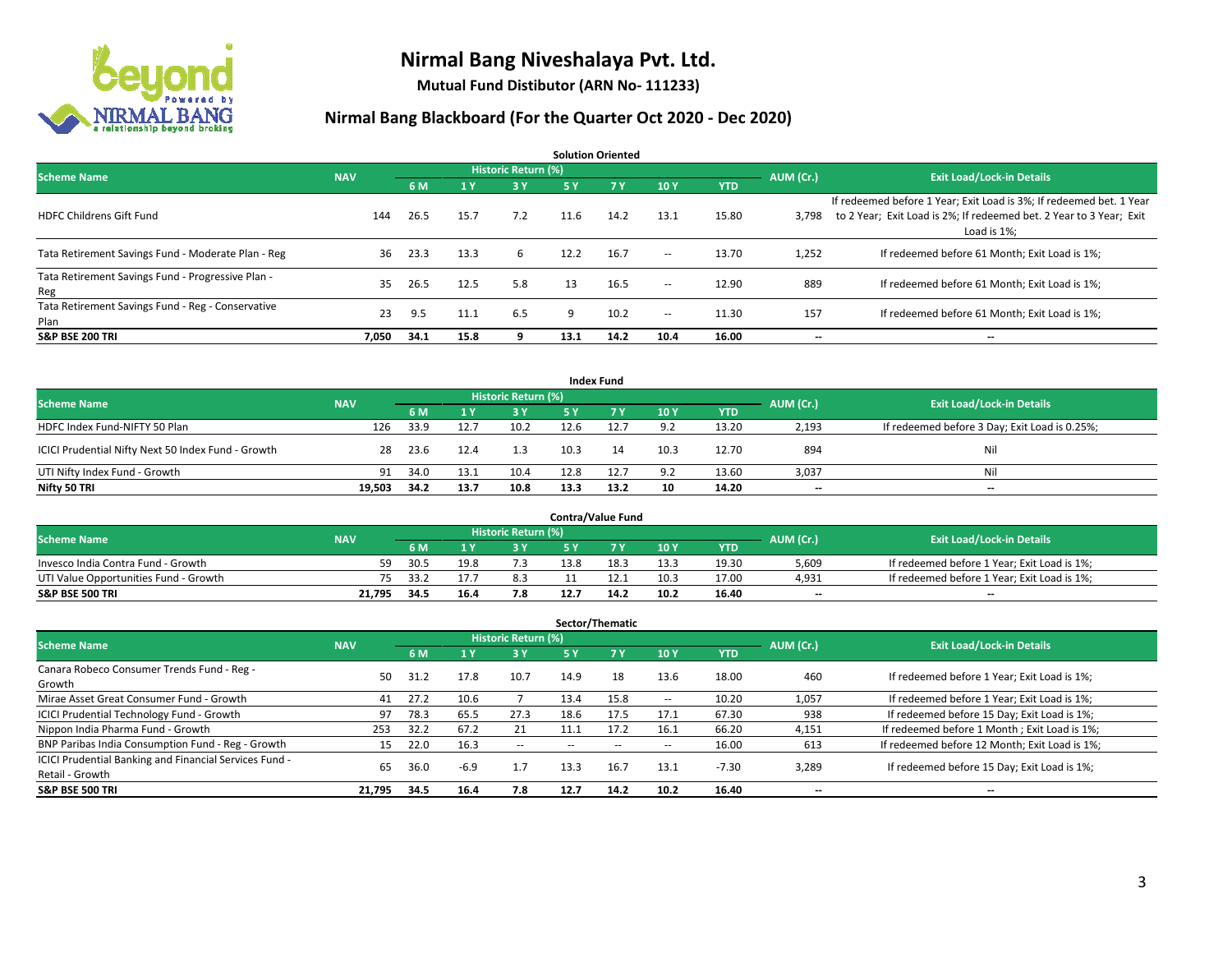# Nirmal Bang Niveshalaya Pvt. Ltd.

**Mutual Fund Distibutor (ARN No- 111233)**

## Nirmal Bang Blackboard (For the Quarter Oct 2020 - Dec 2020)

### Solution Oriented

| Scheme Name | NAV | Historic Return (%) | | | | | | | AUM (Cr.) | Exit Load/Lock-in Details |
|---|---|---|---|---|---|---|---|---|---|---|
| | | 6 M | 1 Y | 3 Y | 5 Y | 7 Y | 10 Y | YTD | | |
| HDFC Childrens Gift Fund | 144 | 26.5 | 15.7 | 7.2 | 11.6 | 14.2 | 13.1 | 15.80 | 3,798 | If redeemed before 1 Year; Exit Load is 3%; If redeemed bet. 1 Year to 2 Year; Exit Load is 2%; If redeemed bet. 2 Year to 3 Year; Exit Load is 1%; |
| Tata Retirement Savings Fund - Moderate Plan - Reg | 36 | 23.3 | 13.3 | 6 | 12.2 | 16.7 | -- | 13.70 | 1,252 | If redeemed before 61 Month; Exit Load is 1%; |
| Tata Retirement Savings Fund - Progressive Plan - Reg | 35 | 26.5 | 12.5 | 5.8 | 13 | 16.5 | -- | 12.90 | 889 | If redeemed before 61 Month; Exit Load is 1%; |
| Tata Retirement Savings Fund - Reg - Conservative Plan | 23 | 9.5 | 11.1 | 6.5 | 9 | 10.2 | -- | 11.30 | 157 | If redeemed before 61 Month; Exit Load is 1%; |
| **S&P BSE 200 TRI** | **7,050** | **34.1** | **15.8** | **9** | **13.1** | **14.2** | **10.4** | **16.00** | **--** | **--** |

### Index Fund

| Scheme Name | NAV | Historic Return (%) | | | | | | | AUM (Cr.) | Exit Load/Lock-in Details |
|---|---|---|---|---|---|---|---|---|---|---|
| | | 6 M | 1 Y | 3 Y | 5 Y | 7 Y | 10 Y | YTD | | |
| HDFC Index Fund-NIFTY 50 Plan | 126 | 33.9 | 12.7 | 10.2 | 12.6 | 12.7 | 9.2 | 13.20 | 2,193 | If redeemed before 3 Day; Exit Load is 0.25%; |
| ICICI Prudential Nifty Next 50 Index Fund - Growth | 28 | 23.6 | 12.4 | 1.3 | 10.3 | 14 | 10.3 | 12.70 | 894 | Nil |
| UTI Nifty Index Fund - Growth | 91 | 34.0 | 13.1 | 10.4 | 12.8 | 12.7 | 9.2 | 13.60 | 3,037 | Nil |
| **Nifty 50 TRI** | **19,503** | **34.2** | **13.7** | **10.8** | **13.3** | **13.2** | **10** | **14.20** | **--** | **--** |

### Contra/Value Fund

| Scheme Name | NAV | Historic Return (%) | | | | | | | AUM (Cr.) | Exit Load/Lock-in Details |
|---|---|---|---|---|---|---|---|---|---|---|
| | | 6 M | 1 Y | 3 Y | 5 Y | 7 Y | 10 Y | YTD | | |
| Invesco India Contra Fund - Growth | 59 | 30.5 | 19.8 | 7.3 | 13.8 | 18.3 | 13.3 | 19.30 | 5,609 | If redeemed before 1 Year; Exit Load is 1%; |
| UTI Value Opportunities Fund - Growth | 75 | 33.2 | 17.7 | 8.3 | 11 | 12.1 | 10.3 | 17.00 | 4,931 | If redeemed before 1 Year; Exit Load is 1%; |
| **S&P BSE 500 TRI** | **21,795** | **34.5** | **16.4** | **7.8** | **12.7** | **14.2** | **10.2** | **16.40** | **--** | **--** |

### Sector/Thematic

| Scheme Name | NAV | Historic Return (%) | | | | | | | AUM (Cr.) | Exit Load/Lock-in Details |
|---|---|---|---|---|---|---|---|---|---|---|
| | | 6 M | 1 Y | 3 Y | 5 Y | 7 Y | 10 Y | YTD | | |
| Canara Robeco Consumer Trends Fund - Reg - Growth | 50 | 31.2 | 17.8 | 10.7 | 14.9 | 18 | 13.6 | 18.00 | 460 | If redeemed before 1 Year; Exit Load is 1%; |
| Mirae Asset Great Consumer Fund - Growth | 41 | 27.2 | 10.6 | 7 | 13.4 | 15.8 | -- | 10.20 | 1,057 | If redeemed before 1 Year; Exit Load is 1%; |
| ICICI Prudential Technology Fund - Growth | 97 | 78.3 | 65.5 | 27.3 | 18.6 | 17.5 | 17.1 | 67.30 | 938 | If redeemed before 15 Day; Exit Load is 1%; |
| Nippon India Pharma Fund - Growth | 253 | 32.2 | 67.2 | 21 | 11.1 | 17.2 | 16.1 | 66.20 | 4,151 | If redeemed before 1 Month ; Exit Load is 1%; |
| BNP Paribas India Consumption Fund - Reg - Growth | 15 | 22.0 | 16.3 | -- | -- | -- | -- | 16.00 | 613 | If redeemed before 12 Month; Exit Load is 1%; |
| ICICI Prudential Banking and Financial Services Fund - Retail - Growth | 65 | 36.0 | -6.9 | 1.7 | 13.3 | 16.7 | 13.1 | -7.30 | 3,289 | If redeemed before 15 Day; Exit Load is 1%; |
| **S&P BSE 500 TRI** | **21,795** | **34.5** | **16.4** | **7.8** | **12.7** | **14.2** | **10.2** | **16.40** | **--** | **--** |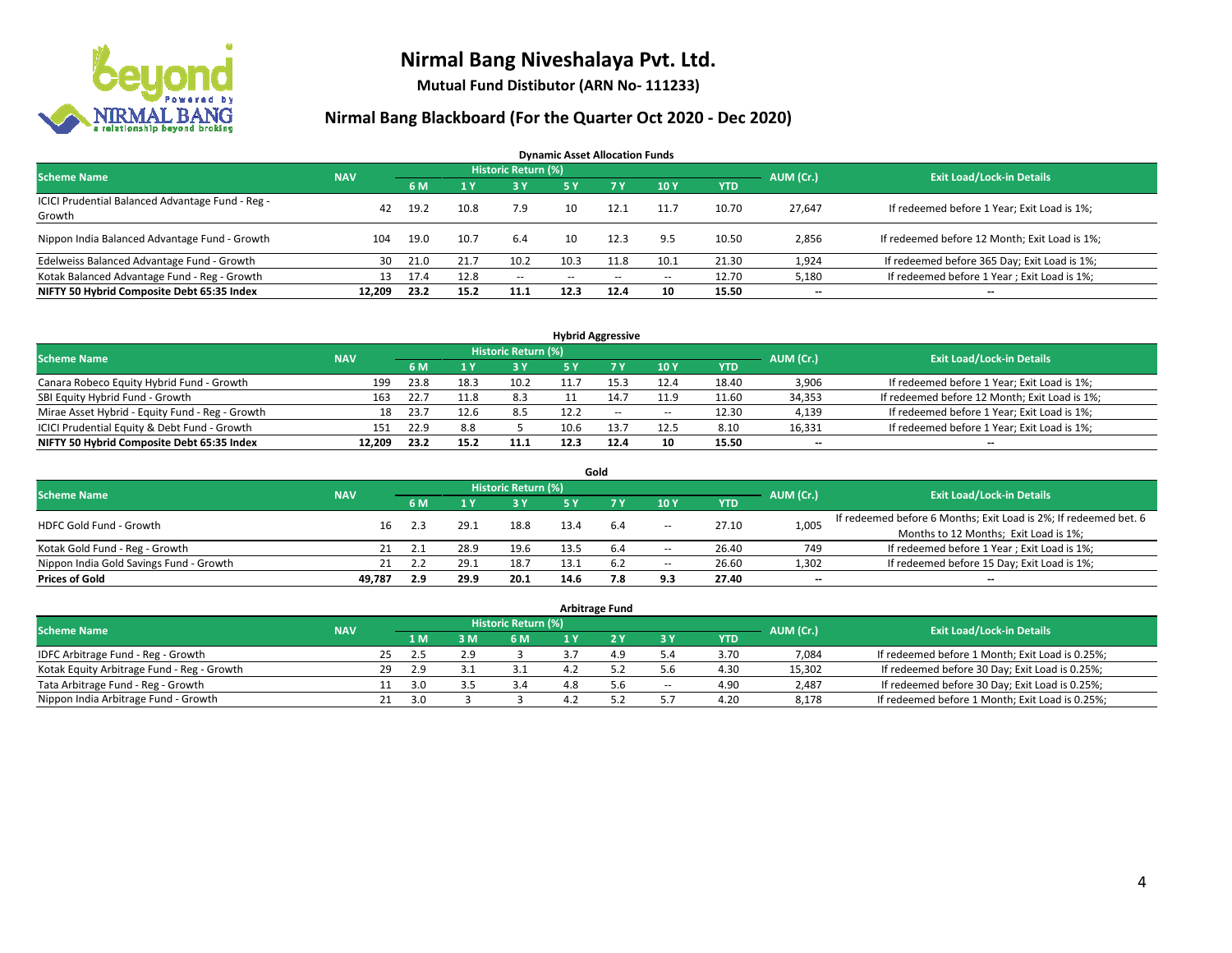# Nirmal Bang Niveshalaya Pvt. Ltd.

**Mutual Fund Distibutor (ARN No- 111233)**

## Nirmal Bang Blackboard (For the Quarter Oct 2020 - Dec 2020)

### Dynamic Asset Allocation Funds

| Scheme Name | NAV | Historic Return (%) | | | | | | | AUM (Cr.) | Exit Load/Lock-in Details |
|---|---|---|---|---|---|---|---|---|---|---|
| | | 6 M | 1 Y | 3 Y | 5 Y | 7 Y | 10 Y | YTD | | |
| ICICI Prudential Balanced Advantage Fund - Reg - Growth | 42 | 19.2 | 10.8 | 7.9 | 10 | 12.1 | 11.7 | 10.70 | 27,647 | If redeemed before 1 Year; Exit Load is 1%; |
| Nippon India Balanced Advantage Fund - Growth | 104 | 19.0 | 10.7 | 6.4 | 10 | 12.3 | 9.5 | 10.50 | 2,856 | If redeemed before 12 Month; Exit Load is 1%; |
| Edelweiss Balanced Advantage Fund - Growth | 30 | 21.0 | 21.7 | 10.2 | 10.3 | 11.8 | 10.1 | 21.30 | 1,924 | If redeemed before 365 Day; Exit Load is 1%; |
| Kotak Balanced Advantage Fund - Reg - Growth | 13 | 17.4 | 12.8 | -- | -- | -- | -- | 12.70 | 5,180 | If redeemed before 1 Year ; Exit Load is 1%; |
| **NIFTY 50 Hybrid Composite Debt 65:35 Index** | **12,209** | **23.2** | **15.2** | **11.1** | **12.3** | **12.4** | **10** | **15.50** | **--** | **--** |

### Hybrid Aggressive

| Scheme Name | NAV | Historic Return (%) | | | | | | | AUM (Cr.) | Exit Load/Lock-in Details |
|---|---|---|---|---|---|---|---|---|---|---|
| | | 6 M | 1 Y | 3 Y | 5 Y | 7 Y | 10 Y | YTD | | |
| Canara Robeco Equity Hybrid Fund - Growth | 199 | 23.8 | 18.3 | 10.2 | 11.7 | 15.3 | 12.4 | 18.40 | 3,906 | If redeemed before 1 Year; Exit Load is 1%; |
| SBI Equity Hybrid Fund - Growth | 163 | 22.7 | 11.8 | 8.3 | 11 | 14.7 | 11.9 | 11.60 | 34,353 | If redeemed before 12 Month; Exit Load is 1%; |
| Mirae Asset Hybrid - Equity Fund - Reg - Growth | 18 | 23.7 | 12.6 | 8.5 | 12.2 | -- | -- | 12.30 | 4,139 | If redeemed before 1 Year; Exit Load is 1%; |
| ICICI Prudential Equity & Debt Fund - Growth | 151 | 22.9 | 8.8 | 5 | 10.6 | 13.7 | 12.5 | 8.10 | 16,331 | If redeemed before 1 Year; Exit Load is 1%; |
| **NIFTY 50 Hybrid Composite Debt 65:35 Index** | **12,209** | **23.2** | **15.2** | **11.1** | **12.3** | **12.4** | **10** | **15.50** | **--** | **--** |

### Gold

| Scheme Name | NAV | Historic Return (%) | | | | | | | AUM (Cr.) | Exit Load/Lock-in Details |
|---|---|---|---|---|---|---|---|---|---|---|
| | | 6 M | 1 Y | 3 Y | 5 Y | 7 Y | 10 Y | YTD | | |
| HDFC Gold Fund - Growth | 16 | 2.3 | 29.1 | 18.8 | 13.4 | 6.4 | -- | 27.10 | 1,005 | If redeemed before 6 Months; Exit Load is 2%; If redeemed bet. 6 Months to 12 Months; Exit Load is 1%; |
| Kotak Gold Fund - Reg - Growth | 21 | 2.1 | 28.9 | 19.6 | 13.5 | 6.4 | -- | 26.40 | 749 | If redeemed before 1 Year ; Exit Load is 1%; |
| Nippon India Gold Savings Fund - Growth | 21 | 2.2 | 29.1 | 18.7 | 13.1 | 6.2 | -- | 26.60 | 1,302 | If redeemed before 15 Day; Exit Load is 1%; |
| **Prices of Gold** | **49,787** | **2.9** | **29.9** | **20.1** | **14.6** | **7.8** | **9.3** | **27.40** | **--** | **--** |

### Arbitrage Fund

| Scheme Name | NAV | Historic Return (%) | | | | | | | AUM (Cr.) | Exit Load/Lock-in Details |
|---|---|---|---|---|---|---|---|---|---|---|
| | | 1 M | 3 M | 6 M | 1 Y | 2 Y | 3 Y | YTD | | |
| IDFC Arbitrage Fund - Reg - Growth | 25 | 2.5 | 2.9 | 3 | 3.7 | 4.9 | 5.4 | 3.70 | 7,084 | If redeemed before 1 Month; Exit Load is 0.25%; |
| Kotak Equity Arbitrage Fund - Reg - Growth | 29 | 2.9 | 3.1 | 3.1 | 4.2 | 5.2 | 5.6 | 4.30 | 15,302 | If redeemed before 30 Day; Exit Load is 0.25%; |
| Tata Arbitrage Fund - Reg - Growth | 11 | 3.0 | 3.5 | 3.4 | 4.8 | 5.6 | -- | 4.90 | 2,487 | If redeemed before 30 Day; Exit Load is 0.25%; |
| Nippon India Arbitrage Fund - Growth | 21 | 3.0 | 3 | 3 | 4.2 | 5.2 | 5.7 | 4.20 | 8,178 | If redeemed before 1 Month; Exit Load is 0.25%; |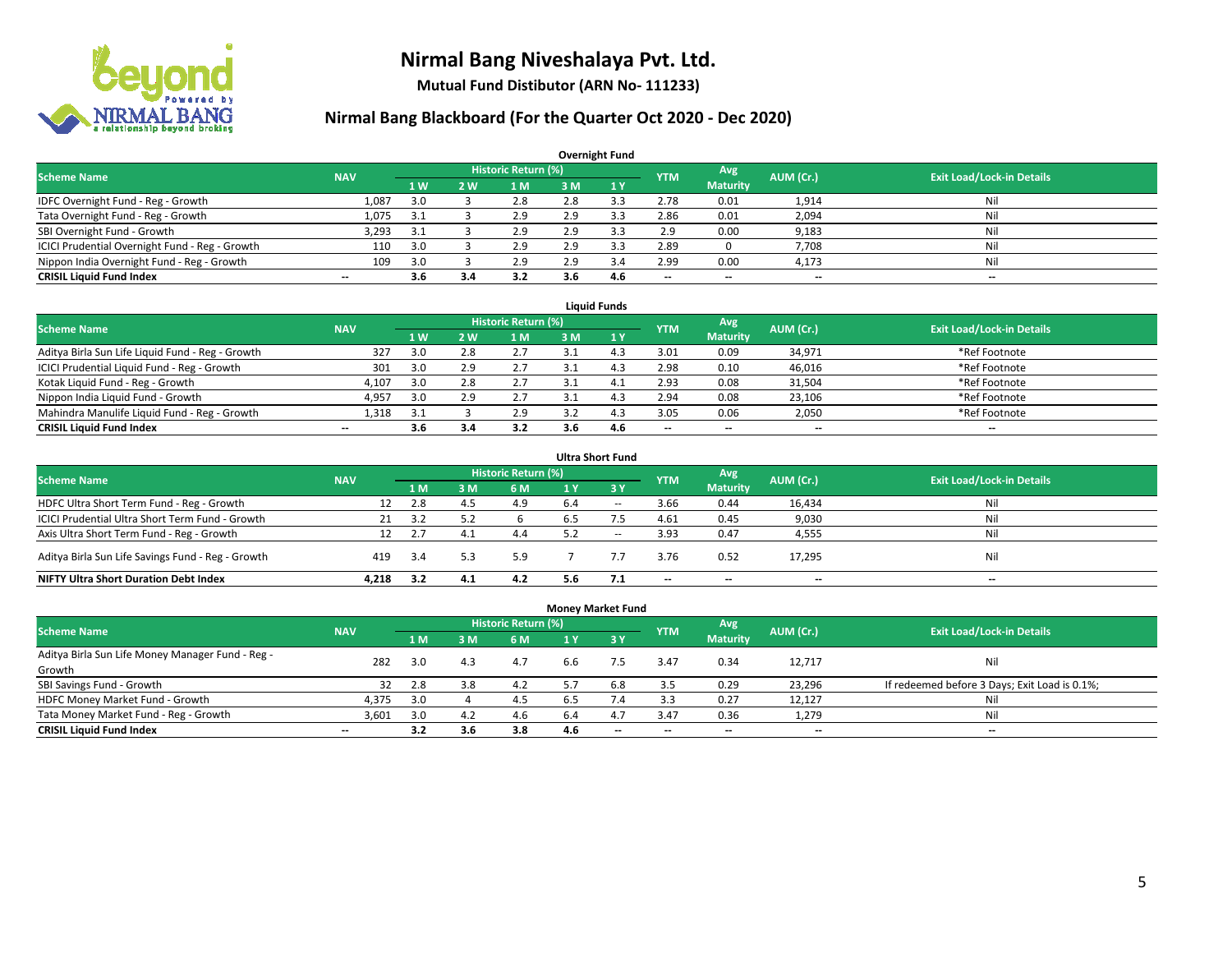# Nirmal Bang Niveshalaya Pvt. Ltd.

**Mutual Fund Distibutor (ARN No- 111233)**

## Nirmal Bang Blackboard (For the Quarter Oct 2020 - Dec 2020)

### Overnight Fund

| Scheme Name | NAV | Historic Return (%) | | | | | YTM | Avg Maturity | AUM (Cr.) | Exit Load/Lock-in Details |
|---|---|---|---|---|---|---|---|---|---|---|
| | | 1 W | 2 W | 1 M | 3 M | 1 Y | | | | |
| IDFC Overnight Fund - Reg - Growth | 1,087 | 3.0 | 3 | 2.8 | 2.8 | 3.3 | 2.78 | 0.01 | 1,914 | Nil |
| Tata Overnight Fund - Reg - Growth | 1,075 | 3.1 | 3 | 2.9 | 2.9 | 3.3 | 2.86 | 0.01 | 2,094 | Nil |
| SBI Overnight Fund - Growth | 3,293 | 3.1 | 3 | 2.9 | 2.9 | 3.3 | 2.9 | 0.00 | 9,183 | Nil |
| ICICI Prudential Overnight Fund - Reg - Growth | 110 | 3.0 | 3 | 2.9 | 2.9 | 3.3 | 2.89 | 0 | 7,708 | Nil |
| Nippon India Overnight Fund - Reg - Growth | 109 | 3.0 | 3 | 2.9 | 2.9 | 3.4 | 2.99 | 0.00 | 4,173 | Nil |
| **CRISIL Liquid Fund Index** | -- | **3.6** | **3.4** | **3.2** | **3.6** | **4.6** | -- | -- | -- | -- |

### Liquid Funds

| Scheme Name | NAV | Historic Return (%) | | | | | YTM | Avg Maturity | AUM (Cr.) | Exit Load/Lock-in Details |
|---|---|---|---|---|---|---|---|---|---|---|
| | | 1 W | 2 W | 1 M | 3 M | 1 Y | | | | |
| Aditya Birla Sun Life Liquid Fund - Reg - Growth | 327 | 3.0 | 2.8 | 2.7 | 3.1 | 4.3 | 3.01 | 0.09 | 34,971 | *Ref Footnote |
| ICICI Prudential Liquid Fund - Reg - Growth | 301 | 3.0 | 2.9 | 2.7 | 3.1 | 4.3 | 2.98 | 0.10 | 46,016 | *Ref Footnote |
| Kotak Liquid Fund - Reg - Growth | 4,107 | 3.0 | 2.8 | 2.7 | 3.1 | 4.1 | 2.93 | 0.08 | 31,504 | *Ref Footnote |
| Nippon India Liquid Fund - Growth | 4,957 | 3.0 | 2.9 | 2.7 | 3.1 | 4.3 | 2.94 | 0.08 | 23,106 | *Ref Footnote |
| Mahindra Manulife Liquid Fund - Reg - Growth | 1,318 | 3.1 | 3 | 2.9 | 3.2 | 4.3 | 3.05 | 0.06 | 2,050 | *Ref Footnote |
| **CRISIL Liquid Fund Index** | -- | **3.6** | **3.4** | **3.2** | **3.6** | **4.6** | -- | -- | -- | -- |

### Ultra Short Fund

| Scheme Name | NAV | Historic Return (%) | | | | | YTM | Avg Maturity | AUM (Cr.) | Exit Load/Lock-in Details |
|---|---|---|---|---|---|---|---|---|---|---|
| | | 1 M | 3 M | 6 M | 1 Y | 3 Y | | | | |
| HDFC Ultra Short Term Fund - Reg - Growth | 12 | 2.8 | 4.5 | 4.9 | 6.4 | -- | 3.66 | 0.44 | 16,434 | Nil |
| ICICI Prudential Ultra Short Term Fund - Growth | 21 | 3.2 | 5.2 | 6 | 6.5 | 7.5 | 4.61 | 0.45 | 9,030 | Nil |
| Axis Ultra Short Term Fund - Reg - Growth | 12 | 2.7 | 4.1 | 4.4 | 5.2 | -- | 3.93 | 0.47 | 4,555 | Nil |
| Aditya Birla Sun Life Savings Fund - Reg - Growth | 419 | 3.4 | 5.3 | 5.9 | 7 | 7.7 | 3.76 | 0.52 | 17,295 | Nil |
| **NIFTY Ultra Short Duration Debt Index** | **4,218** | **3.2** | **4.1** | **4.2** | **5.6** | **7.1** | -- | -- | -- | -- |

### Money Market Fund

| Scheme Name | NAV | Historic Return (%) | | | | | YTM | Avg Maturity | AUM (Cr.) | Exit Load/Lock-in Details |
|---|---|---|---|---|---|---|---|---|---|---|
| | | 1 M | 3 M | 6 M | 1 Y | 3 Y | | | | |
| Aditya Birla Sun Life Money Manager Fund - Reg - Growth | 282 | 3.0 | 4.3 | 4.7 | 6.6 | 7.5 | 3.47 | 0.34 | 12,717 | Nil |
| SBI Savings Fund - Growth | 32 | 2.8 | 3.8 | 4.2 | 5.7 | 6.8 | 3.5 | 0.29 | 23,296 | If redeemed before 3 Days; Exit Load is 0.1%; |
| HDFC Money Market Fund - Growth | 4,375 | 3.0 | 4 | 4.5 | 6.5 | 7.4 | 3.3 | 0.27 | 12,127 | Nil |
| Tata Money Market Fund - Reg - Growth | 3,601 | 3.0 | 4.2 | 4.6 | 6.4 | 4.7 | 3.47 | 0.36 | 1,279 | Nil |
| **CRISIL Liquid Fund Index** | -- | **3.2** | **3.6** | **3.8** | **4.6** | -- | -- | -- | -- | -- |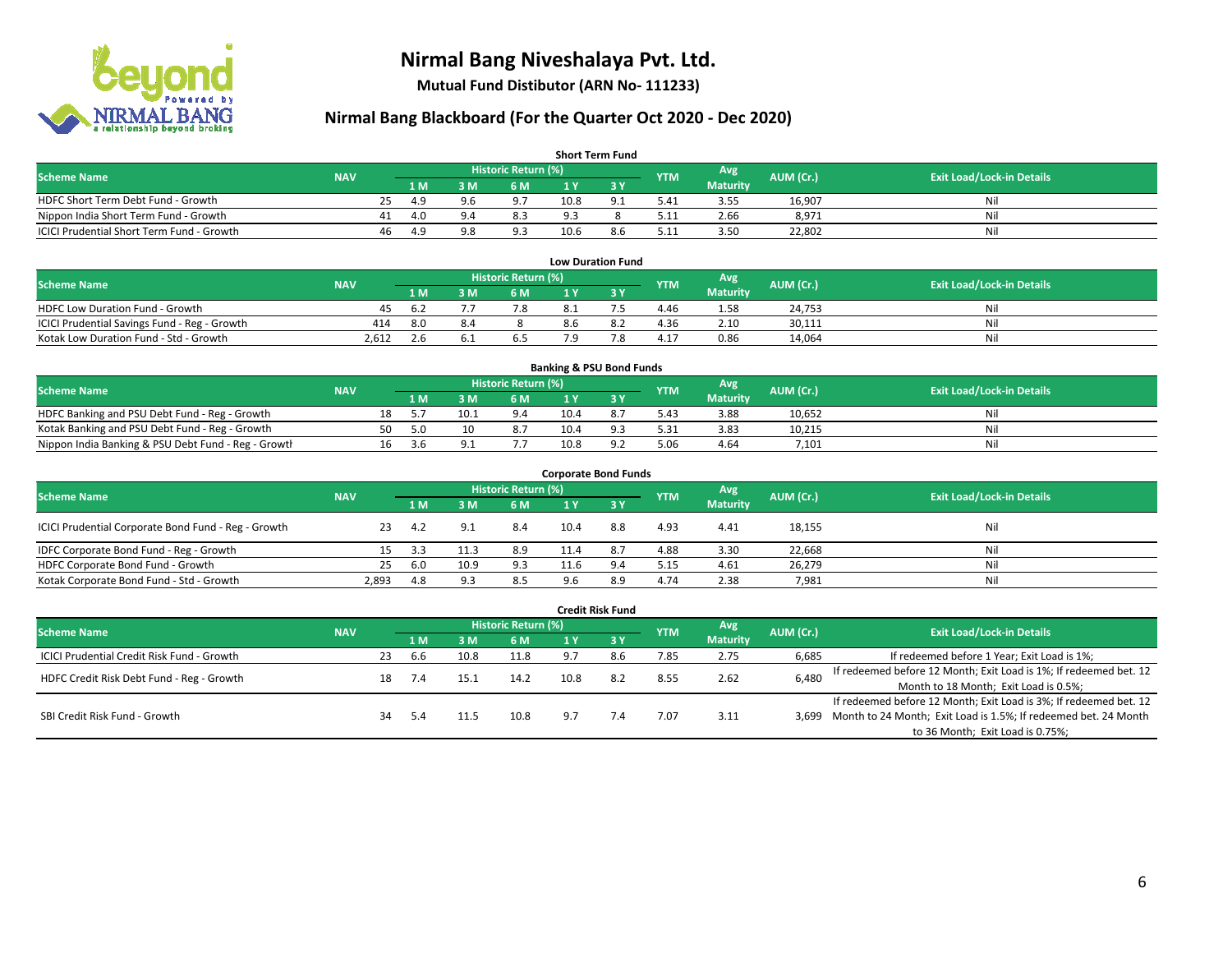# Nirmal Bang Niveshalaya Pvt. Ltd.

**Mutual Fund Distibutor (ARN No- 111233)**

## Nirmal Bang Blackboard (For the Quarter Oct 2020 - Dec 2020)

### Short Term Fund

| Scheme Name | NAV | Historic Return (%) | | | | | YTM | Avg Maturity | AUM (Cr.) | Exit Load/Lock-in Details |
|---|---|---|---|---|---|---|---|---|---|---|
| | | 1 M | 3 M | 6 M | 1 Y | 3 Y | | | | |
| HDFC Short Term Debt Fund - Growth | 25 | 4.9 | 9.6 | 9.7 | 10.8 | 9.1 | 5.41 | 3.55 | 16,907 | Nil |
| Nippon India Short Term Fund - Growth | 41 | 4.0 | 9.4 | 8.3 | 9.3 | 8 | 5.11 | 2.66 | 8,971 | Nil |
| ICICI Prudential Short Term Fund - Growth | 46 | 4.9 | 9.8 | 9.3 | 10.6 | 8.6 | 5.11 | 3.50 | 22,802 | Nil |

### Low Duration Fund

| Scheme Name | NAV | Historic Return (%) | | | | | YTM | Avg Maturity | AUM (Cr.) | Exit Load/Lock-in Details |
|---|---|---|---|---|---|---|---|---|---|---|
| | | 1 M | 3 M | 6 M | 1 Y | 3 Y | | | | |
| HDFC Low Duration Fund - Growth | 45 | 6.2 | 7.7 | 7.8 | 8.1 | 7.5 | 4.46 | 1.58 | 24,753 | Nil |
| ICICI Prudential Savings Fund - Reg - Growth | 414 | 8.0 | 8.4 | 8 | 8.6 | 8.2 | 4.36 | 2.10 | 30,111 | Nil |
| Kotak Low Duration Fund - Std - Growth | 2,612 | 2.6 | 6.1 | 6.5 | 7.9 | 7.8 | 4.17 | 0.86 | 14,064 | Nil |

### Banking & PSU Bond Funds

| Scheme Name | NAV | Historic Return (%) | | | | | YTM | Avg Maturity | AUM (Cr.) | Exit Load/Lock-in Details |
|---|---|---|---|---|---|---|---|---|---|---|
| | | 1 M | 3 M | 6 M | 1 Y | 3 Y | | | | |
| HDFC Banking and PSU Debt Fund - Reg - Growth | 18 | 5.7 | 10.1 | 9.4 | 10.4 | 8.7 | 5.43 | 3.88 | 10,652 | Nil |
| Kotak Banking and PSU Debt Fund - Reg - Growth | 50 | 5.0 | 10 | 8.7 | 10.4 | 9.3 | 5.31 | 3.83 | 10,215 | Nil |
| Nippon India Banking & PSU Debt Fund - Reg - Growth | 16 | 3.6 | 9.1 | 7.7 | 10.8 | 9.2 | 5.06 | 4.64 | 7,101 | Nil |

### Corporate Bond Funds

| Scheme Name | NAV | Historic Return (%) | | | | | YTM | Avg Maturity | AUM (Cr.) | Exit Load/Lock-in Details |
|---|---|---|---|---|---|---|---|---|---|---|
| | | 1 M | 3 M | 6 M | 1 Y | 3 Y | | | | |
| ICICI Prudential Corporate Bond Fund - Reg - Growth | 23 | 4.2 | 9.1 | 8.4 | 10.4 | 8.8 | 4.93 | 4.41 | 18,155 | Nil |
| IDFC Corporate Bond Fund - Reg - Growth | 15 | 3.3 | 11.3 | 8.9 | 11.4 | 8.7 | 4.88 | 3.30 | 22,668 | Nil |
| HDFC Corporate Bond Fund - Growth | 25 | 6.0 | 10.9 | 9.3 | 11.6 | 9.4 | 5.15 | 4.61 | 26,279 | Nil |
| Kotak Corporate Bond Fund - Std - Growth | 2,893 | 4.8 | 9.3 | 8.5 | 9.6 | 8.9 | 4.74 | 2.38 | 7,981 | Nil |

### Credit Risk Fund

| Scheme Name | NAV | Historic Return (%) | | | | | YTM | Avg Maturity | AUM (Cr.) | Exit Load/Lock-in Details |
|---|---|---|---|---|---|---|---|---|---|---|
| | | 1 M | 3 M | 6 M | 1 Y | 3 Y | | | | |
| ICICI Prudential Credit Risk Fund - Growth | 23 | 6.6 | 10.8 | 11.8 | 9.7 | 8.6 | 7.85 | 2.75 | 6,685 | If redeemed before 1 Year; Exit Load is 1%; |
| HDFC Credit Risk Debt Fund - Reg - Growth | 18 | 7.4 | 15.1 | 14.2 | 10.8 | 8.2 | 8.55 | 2.62 | 6,480 | If redeemed before 12 Month; Exit Load is 1%; If redeemed bet. 12 Month to 18 Month; Exit Load is 0.5%; |
| SBI Credit Risk Fund - Growth | 34 | 5.4 | 11.5 | 10.8 | 9.7 | 7.4 | 7.07 | 3.11 | 3,699 | If redeemed before 12 Month; Exit Load is 3%; If redeemed bet. 12 Month to 24 Month; Exit Load is 1.5%; If redeemed bet. 24 Month to 36 Month; Exit Load is 0.75%; |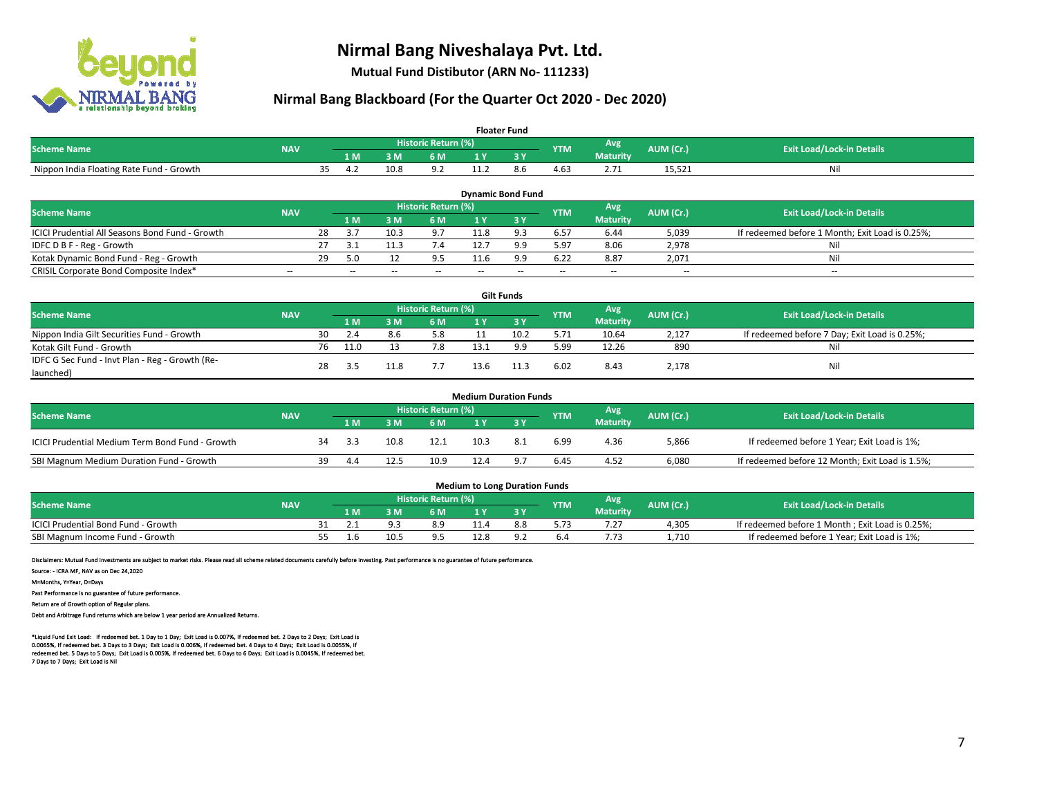# Nirmal Bang Niveshalaya Pvt. Ltd.

**Mutual Fund Distibutor (ARN No- 111233)**

## Nirmal Bang Blackboard (For the Quarter Oct 2020 - Dec 2020)

### Floater Fund

| Scheme Name | NAV | Historic Return (%) | | | | | YTM | Avg Maturity | AUM (Cr.) | Exit Load/Lock-in Details |
|---|---|---|---|---|---|---|---|---|---|---|
| | | 1 M | 3 M | 6 M | 1 Y | 3 Y | | | | |
| Nippon India Floating Rate Fund - Growth | 35 | 4.2 | 10.8 | 9.2 | 11.2 | 8.6 | 4.63 | 2.71 | 15,521 | Nil |

### Dynamic Bond Fund

| Scheme Name | NAV | Historic Return (%) | | | | | YTM | Avg Maturity | AUM (Cr.) | Exit Load/Lock-in Details |
|---|---|---|---|---|---|---|---|---|---|---|
| | | 1 M | 3 M | 6 M | 1 Y | 3 Y | | | | |
| ICICI Prudential All Seasons Bond Fund - Growth | 28 | 3.7 | 10.3 | 9.7 | 11.8 | 9.3 | 6.57 | 6.44 | 5,039 | If redeemed before 1 Month; Exit Load is 0.25%; |
| IDFC D B F - Reg - Growth | 27 | 3.1 | 11.3 | 7.4 | 12.7 | 9.9 | 5.97 | 8.06 | 2,978 | Nil |
| Kotak Dynamic Bond Fund - Reg - Growth | 29 | 5.0 | 12 | 9.5 | 11.6 | 9.9 | 6.22 | 8.87 | 2,071 | Nil |
| CRISIL Corporate Bond Composite Index* | -- | -- | -- | -- | -- | -- | -- | -- | -- | -- |

### Gilt Funds

| Scheme Name | NAV | Historic Return (%) | | | | | YTM | Avg Maturity | AUM (Cr.) | Exit Load/Lock-in Details |
|---|---|---|---|---|---|---|---|---|---|---|
| | | 1 M | 3 M | 6 M | 1 Y | 3 Y | | | | |
| Nippon India Gilt Securities Fund - Growth | 30 | 2.4 | 8.6 | 5.8 | 11 | 10.2 | 5.71 | 10.64 | 2,127 | If redeemed before 7 Day; Exit Load is 0.25%; |
| Kotak Gilt Fund - Growth | 76 | 11.0 | 13 | 7.8 | 13.1 | 9.9 | 5.99 | 12.26 | 890 | Nil |
| IDFC G Sec Fund - Invt Plan - Reg - Growth (Re-launched) | 28 | 3.5 | 11.8 | 7.7 | 13.6 | 11.3 | 6.02 | 8.43 | 2,178 | Nil |

### Medium Duration Funds

| Scheme Name | NAV | Historic Return (%) | | | | | YTM | Avg Maturity | AUM (Cr.) | Exit Load/Lock-in Details |
|---|---|---|---|---|---|---|---|---|---|---|
| | | 1 M | 3 M | 6 M | 1 Y | 3 Y | | | | |
| ICICI Prudential Medium Term Bond Fund - Growth | 34 | 3.3 | 10.8 | 12.1 | 10.3 | 8.1 | 6.99 | 4.36 | 5,866 | If redeemed before 1 Year; Exit Load is 1%; |
| SBI Magnum Medium Duration Fund - Growth | 39 | 4.4 | 12.5 | 10.9 | 12.4 | 9.7 | 6.45 | 4.52 | 6,080 | If redeemed before 12 Month; Exit Load is 1.5%; |

### Medium to Long Duration Funds

| Scheme Name | NAV | Historic Return (%) | | | | | YTM | Avg Maturity | AUM (Cr.) | Exit Load/Lock-in Details |
|---|---|---|---|---|---|---|---|---|---|---|
| | | 1 M | 3 M | 6 M | 1 Y | 3 Y | | | | |
| ICICI Prudential Bond Fund - Growth | 31 | 2.1 | 9.3 | 8.9 | 11.4 | 8.8 | 5.73 | 7.27 | 4,305 | If redeemed before 1 Month ; Exit Load is 0.25%; |
| SBI Magnum Income Fund - Growth | 55 | 1.6 | 10.5 | 9.5 | 12.8 | 9.2 | 6.4 | 7.73 | 1,710 | If redeemed before 1 Year; Exit Load is 1%; |

Disclaimers: Mutual Fund investments are subject to market risks. Please read all scheme related documents carefully before investing. Past performance is no guarantee of future performance.

Source: - ICRA MF, NAV as on Dec 24,2020

M=Months, Y=Year, D=Days

Past Performance is no guarantee of future performance.

Return are of Growth option of Regular plans.

Debt and Arbitrage Fund returns which are below 1 year period are Annualized Returns.

*Liquid Fund Exit Load: If redeemed bet. 1 Day to 1 Day; Exit Load is 0.007%, If redeemed bet. 2 Days to 2 Days; Exit Load is 0.0065%, If redeemed bet. 3 Days to 3 Days; Exit Load is 0.006%, If redeemed bet. 4 Days to 4 Days; Exit Load is 0.0055%, If redeemed bet. 5 Days to 5 Days; Exit Load is 0.005%, If redeemed bet. 6 Days to 6 Days; Exit Load is 0.0045%, If redeemed bet. 7 Days to 7 Days; Exit Load is Nil